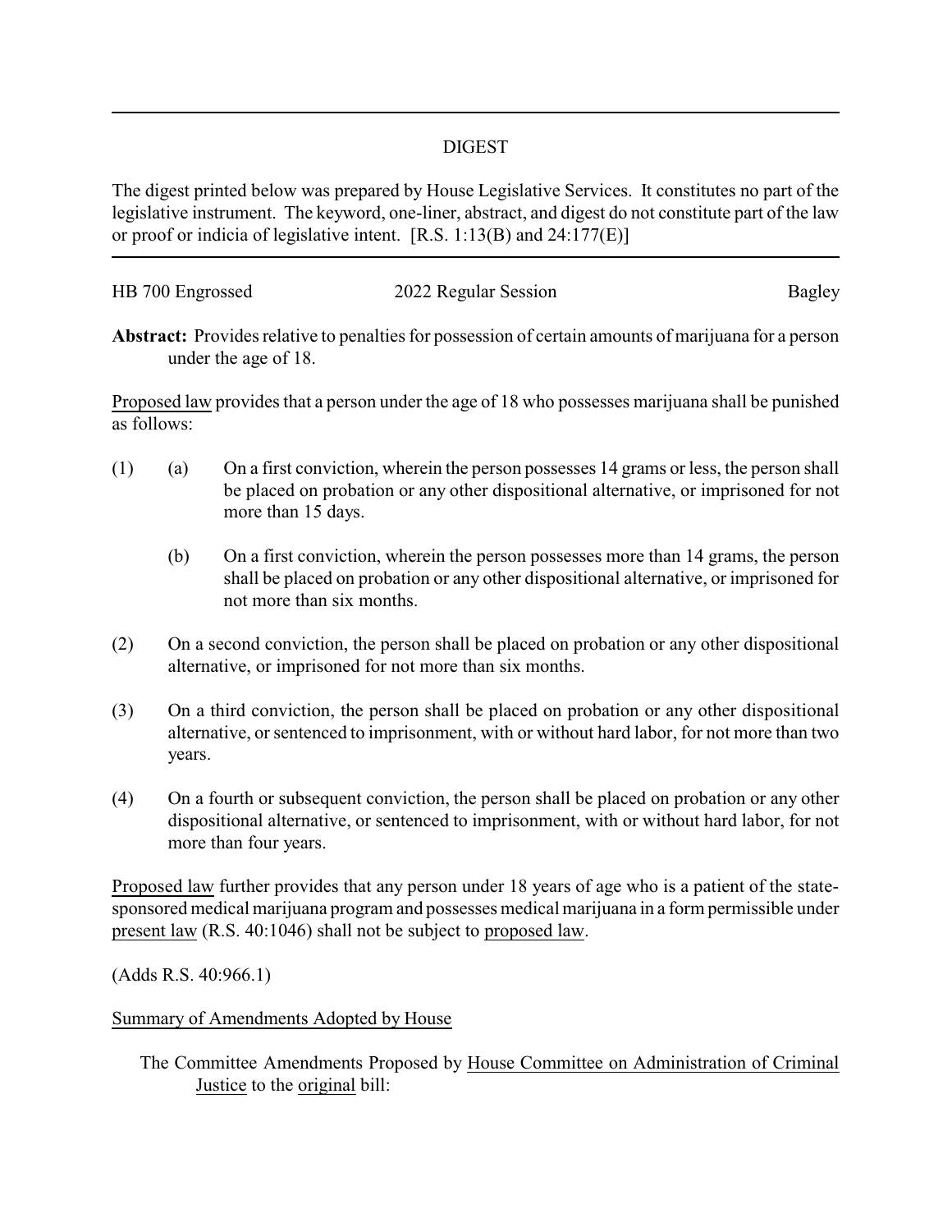# DIGEST

The digest printed below was prepared by House Legislative Services. It constitutes no part of the legislative instrument. The keyword, one-liner, abstract, and digest do not constitute part of the law or proof or indicia of legislative intent. [R.S. 1:13(B) and 24:177(E)]

---

HB 700 Engrossed — 2022 Regular Session — Bagley

**Abstract:** Provides relative to penalties for possession of certain amounts of marijuana for a person under the age of 18.

Proposed law provides that a person under the age of 18 who possesses marijuana shall be punished as follows:

(1) (a) On a first conviction, wherein the person possesses 14 grams or less, the person shall be placed on probation or any other dispositional alternative, or imprisoned for not more than 15 days.

(b) On a first conviction, wherein the person possesses more than 14 grams, the person shall be placed on probation or any other dispositional alternative, or imprisoned for not more than six months.

(2) On a second conviction, the person shall be placed on probation or any other dispositional alternative, or imprisoned for not more than six months.

(3) On a third conviction, the person shall be placed on probation or any other dispositional alternative, or sentenced to imprisonment, with or without hard labor, for not more than two years.

(4) On a fourth or subsequent conviction, the person shall be placed on probation or any other dispositional alternative, or sentenced to imprisonment, with or without hard labor, for not more than four years.

Proposed law further provides that any person under 18 years of age who is a patient of the state-sponsored medical marijuana program and possesses medical marijuana in a form permissible under present law (R.S. 40:1046) shall not be subject to proposed law.

(Adds R.S. 40:966.1)

Summary of Amendments Adopted by House

The Committee Amendments Proposed by House Committee on Administration of Criminal Justice to the original bill: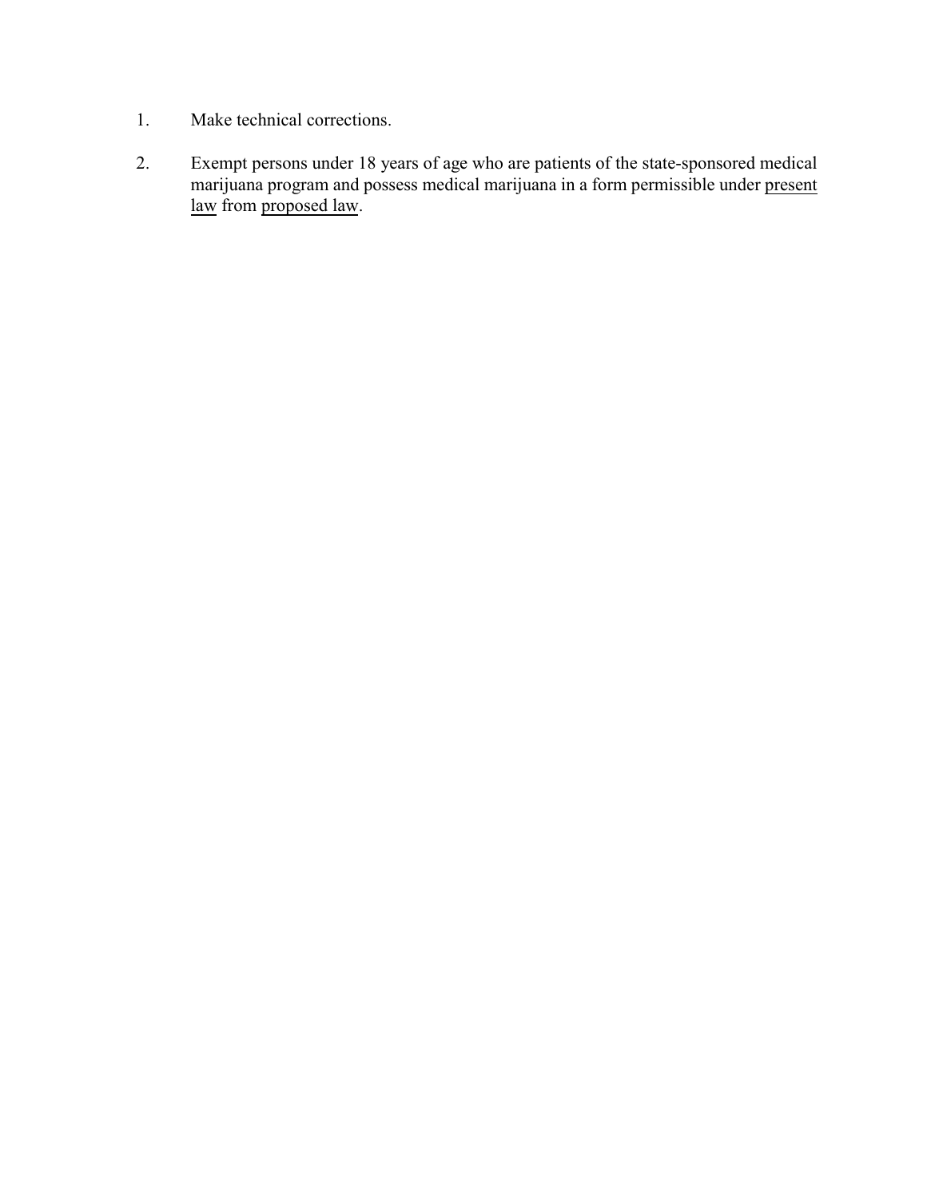1. Make technical corrections.

2. Exempt persons under 18 years of age who are patients of the state-sponsored medical marijuana program and possess medical marijuana in a form permissible under present law from proposed law.